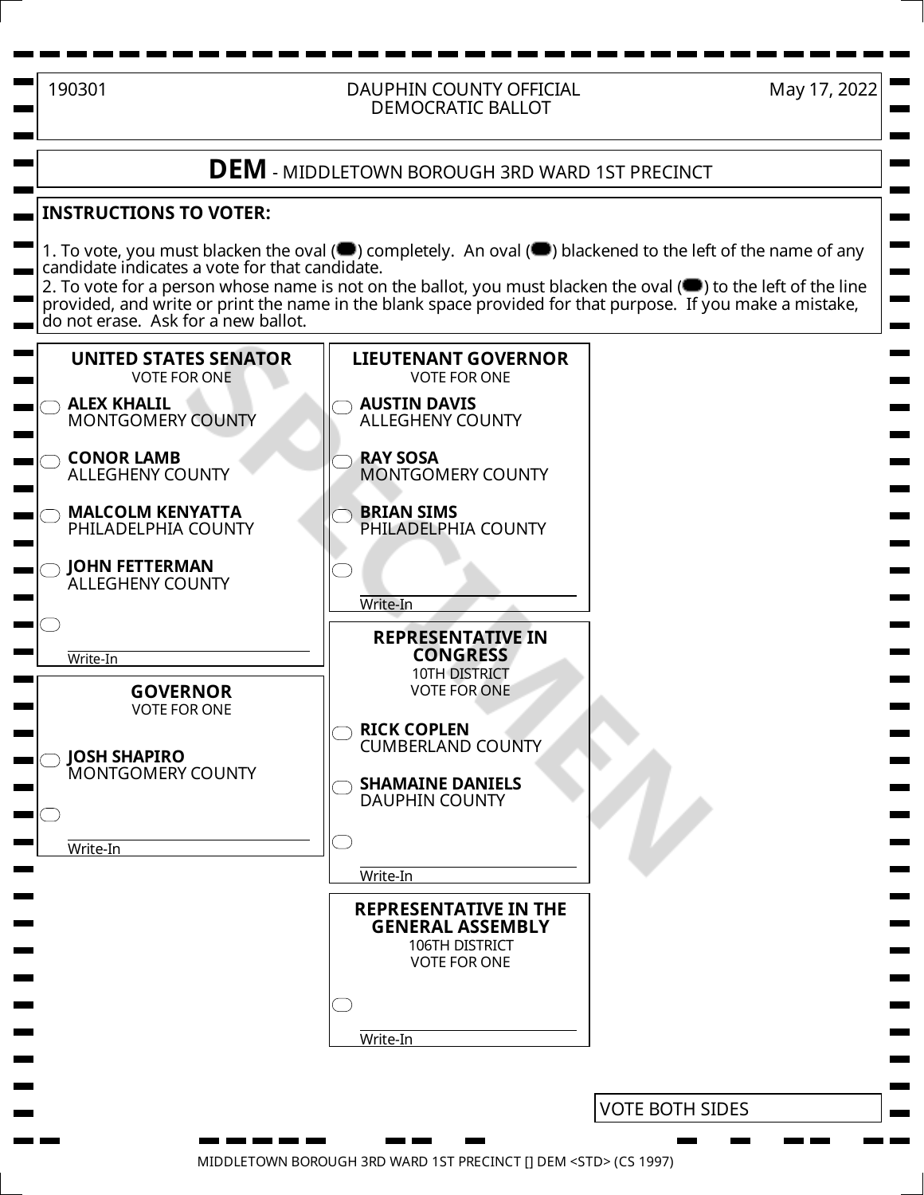190301

DAUPHIN COUNTY OFFICIAL
DEMOCRATIC BALLOT

May 17, 2022

# **DEM** - MIDDLETOWN BOROUGH 3RD WARD 1ST PRECINCT

**INSTRUCTIONS TO VOTER:**

1. To vote, you must blacken the oval (⬬) completely. An oval (⬬) blackened to the left of the name of any candidate indicates a vote for that candidate.
2. To vote for a person whose name is not on the ballot, you must blacken the oval (⬬) to the left of the line provided, and write or print the name in the blank space provided for that purpose. If you make a mistake, do not erase. Ask for a new ballot.

## UNITED STATES SENATOR
VOTE FOR ONE

- ⬭ **ALEX KHALIL**
  MONTGOMERY COUNTY
- ⬭ **CONOR LAMB**
  ALLEGHENY COUNTY
- ⬭ **MALCOLM KENYATTA**
  PHILADELPHIA COUNTY
- ⬭ **JOHN FETTERMAN**
  ALLEGHENY COUNTY
- ⬭ ______________
  Write-In

## GOVERNOR
VOTE FOR ONE

- ⬭ **JOSH SHAPIRO**
  MONTGOMERY COUNTY
- ⬭ ______________
  Write-In

## LIEUTENANT GOVERNOR
VOTE FOR ONE

- ⬭ **AUSTIN DAVIS**
  ALLEGHENY COUNTY
- ⬭ **RAY SOSA**
  MONTGOMERY COUNTY
- ⬭ **BRIAN SIMS**
  PHILADELPHIA COUNTY
- ⬭ ______________
  Write-In

## REPRESENTATIVE IN CONGRESS
10TH DISTRICT
VOTE FOR ONE

- ⬭ **RICK COPLEN**
  CUMBERLAND COUNTY
- ⬭ **SHAMAINE DANIELS**
  DAUPHIN COUNTY
- ⬭ ______________
  Write-In

## REPRESENTATIVE IN THE GENERAL ASSEMBLY
106TH DISTRICT
VOTE FOR ONE

- ⬭ ______________
  Write-In

VOTE BOTH SIDES

MIDDLETOWN BOROUGH 3RD WARD 1ST PRECINCT [] DEM <STD> (CS 1997)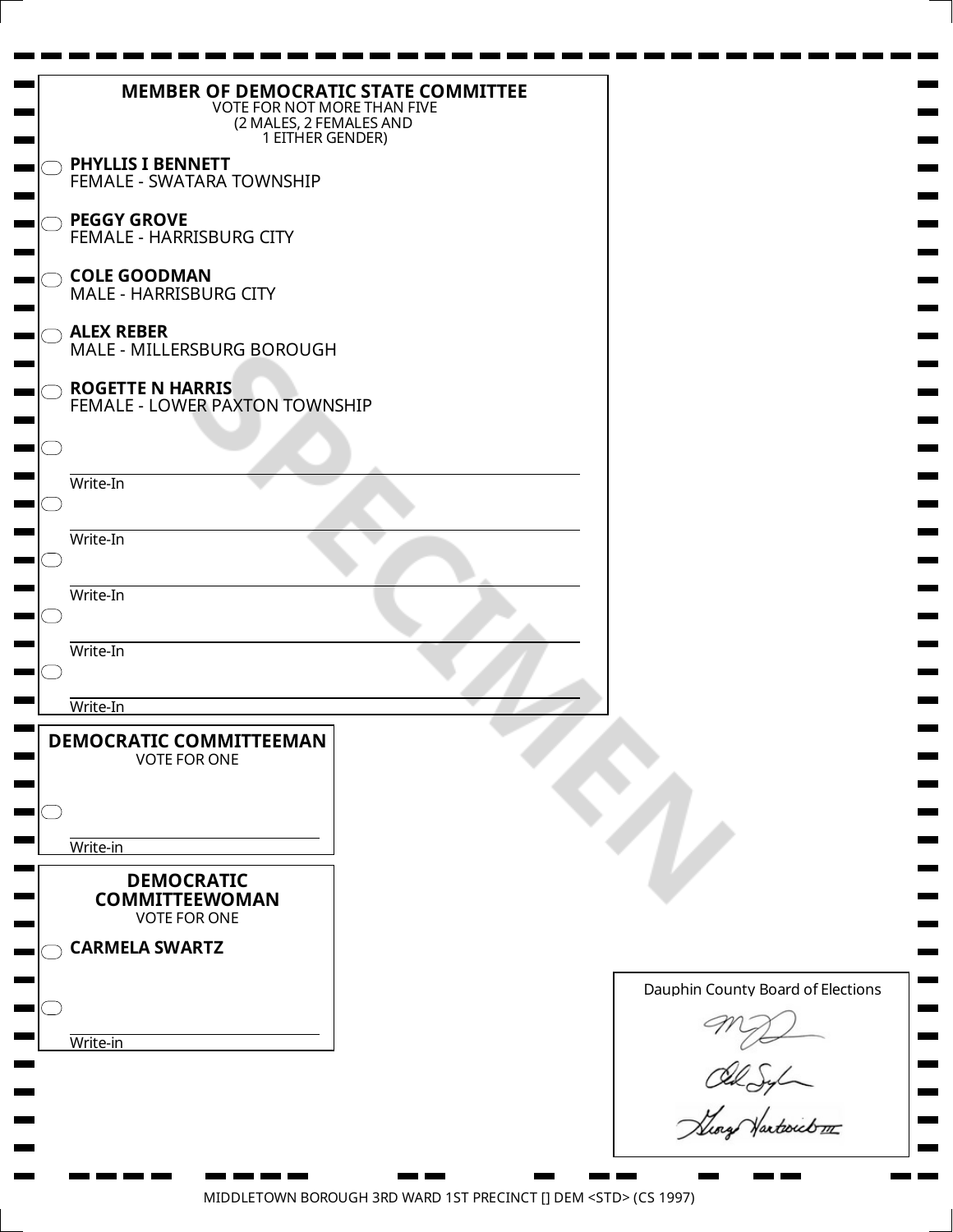## MEMBER OF DEMOCRATIC STATE COMMITTEE

VOTE FOR NOT MORE THAN FIVE
(2 MALES, 2 FEMALES AND
1 EITHER GENDER)

- **PHYLLIS I BENNETT**
  FEMALE - SWATARA TOWNSHIP
- **PEGGY GROVE**
  FEMALE - HARRISBURG CITY
- **COLE GOODMAN**
  MALE - HARRISBURG CITY
- **ALEX REBER**
  MALE - MILLERSBURG BOROUGH
- **ROGETTE N HARRIS**
  FEMALE - LOWER PAXTON TOWNSHIP
- Write-In
- Write-In
- Write-In
- Write-In
- Write-In

## DEMOCRATIC COMMITTEEMAN

VOTE FOR ONE

- Write-in

## DEMOCRATIC COMMITTEEWOMAN

VOTE FOR ONE

- **CARMELA SWARTZ**
- Write-in

Dauphin County Board of Elections

SPECIMEN

MIDDLETOWN BOROUGH 3RD WARD 1ST PRECINCT [] DEM <STD> (CS 1997)